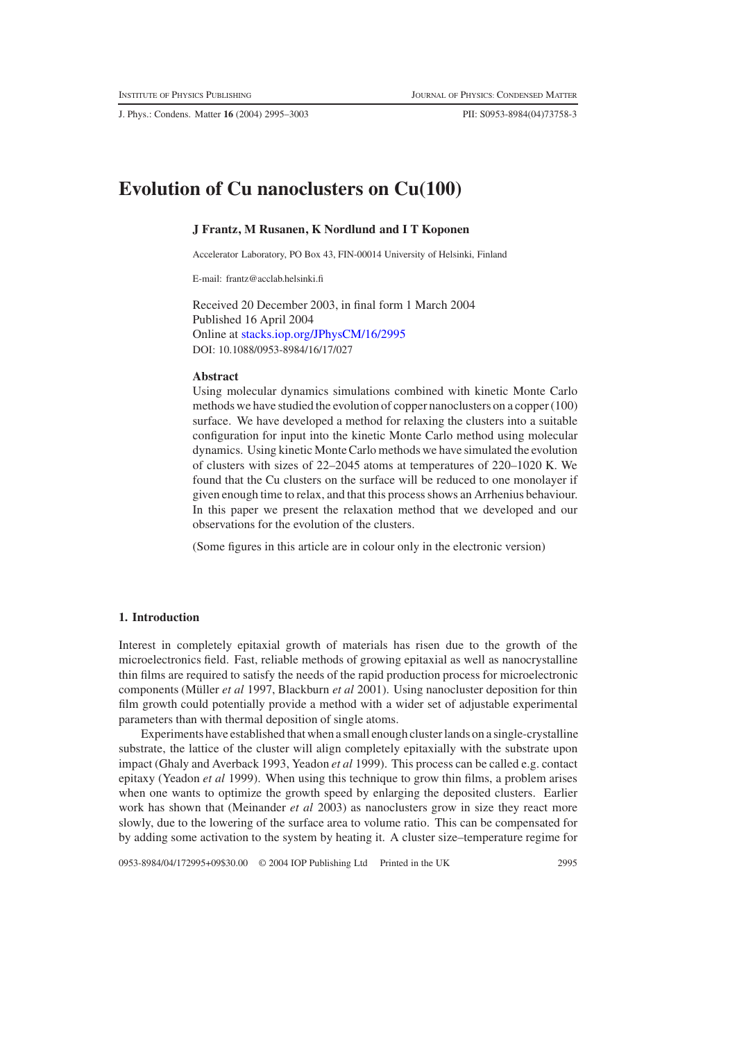# Evolution of Cu nanoclusters on Cu(100)

**J Frantz, M Rusanen, K Nordlund and I T Koponen**

Accelerator Laboratory, PO Box 43, FIN-00014 University of Helsinki, Finland

E-mail: frantz@acclab.helsinki.fi

Received 20 December 2003, in final form 1 March 2004
Published 16 April 2004
Online at stacks.iop.org/JPhysCM/16/2995
DOI: 10.1088/0953-8984/16/17/027

### Abstract

Using molecular dynamics simulations combined with kinetic Monte Carlo methods we have studied the evolution of copper nanoclusters on a copper (100) surface. We have developed a method for relaxing the clusters into a suitable configuration for input into the kinetic Monte Carlo method using molecular dynamics. Using kinetic Monte Carlo methods we have simulated the evolution of clusters with sizes of 22–2045 atoms at temperatures of 220–1020 K. We found that the Cu clusters on the surface will be reduced to one monolayer if given enough time to relax, and that this process shows an Arrhenius behaviour. In this paper we present the relaxation method that we developed and our observations for the evolution of the clusters.

(Some figures in this article are in colour only in the electronic version)

## 1. Introduction

Interest in completely epitaxial growth of materials has risen due to the growth of the microelectronics field. Fast, reliable methods of growing epitaxial as well as nanocrystalline thin films are required to satisfy the needs of the rapid production process for microelectronic components (Müller *et al* 1997, Blackburn *et al* 2001). Using nanocluster deposition for thin film growth could potentially provide a method with a wider set of adjustable experimental parameters than with thermal deposition of single atoms.

Experiments have established that when a small enough cluster lands on a single-crystalline substrate, the lattice of the cluster will align completely epitaxially with the substrate upon impact (Ghaly and Averback 1993, Yeadon *et al* 1999). This process can be called e.g. contact epitaxy (Yeadon *et al* 1999). When using this technique to grow thin films, a problem arises when one wants to optimize the growth speed by enlarging the deposited clusters. Earlier work has shown that (Meinander *et al* 2003) as nanoclusters grow in size they react more slowly, due to the lowering of the surface area to volume ratio. This can be compensated for by adding some activation to the system by heating it. A cluster size–temperature regime for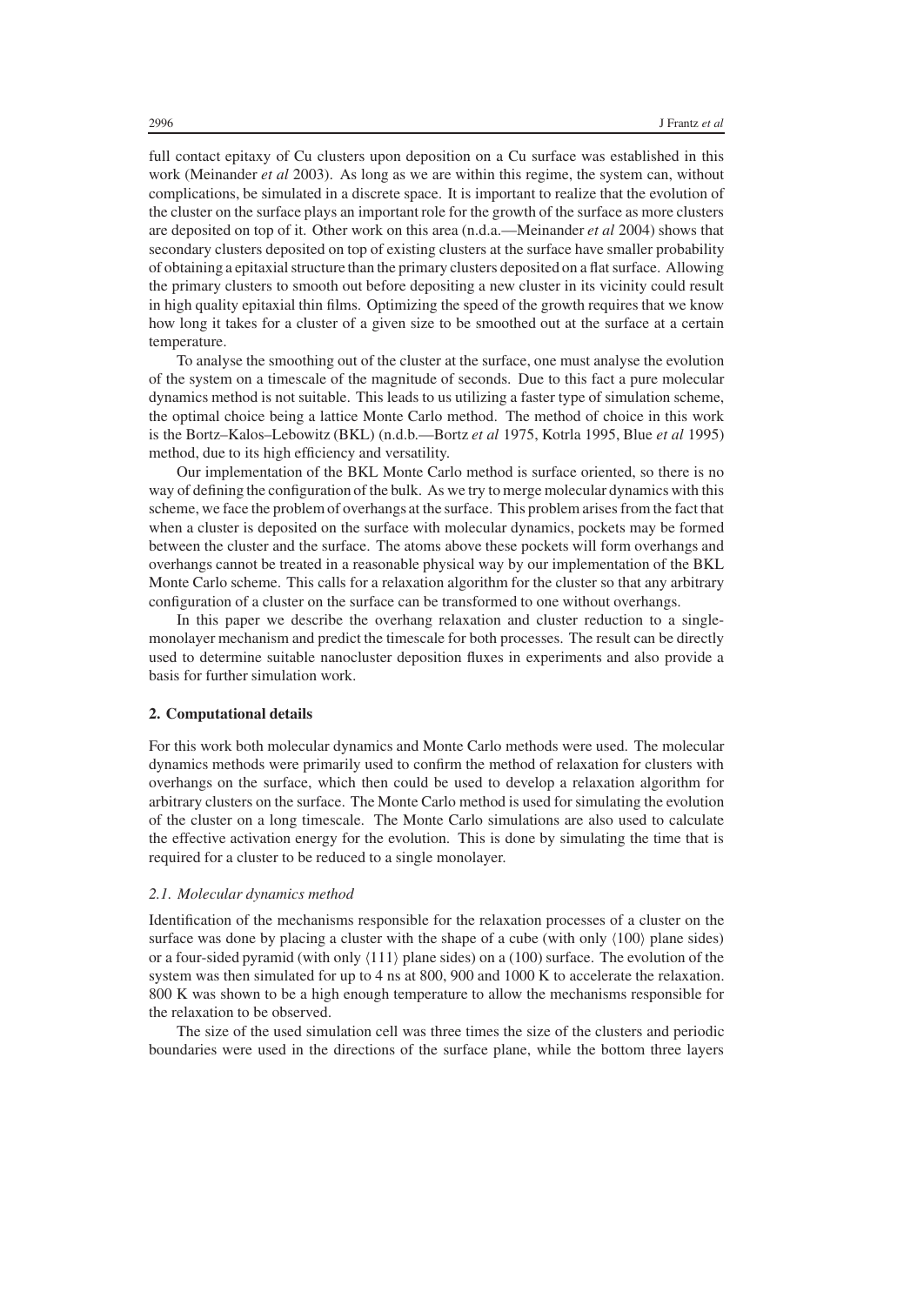full contact epitaxy of Cu clusters upon deposition on a Cu surface was established in this work (Meinander *et al* 2003). As long as we are within this regime, the system can, without complications, be simulated in a discrete space. It is important to realize that the evolution of the cluster on the surface plays an important role for the growth of the surface as more clusters are deposited on top of it. Other work on this area (n.d.a.—Meinander *et al* 2004) shows that secondary clusters deposited on top of existing clusters at the surface have smaller probability of obtaining a epitaxial structure than the primary clusters deposited on a flat surface. Allowing the primary clusters to smooth out before depositing a new cluster in its vicinity could result in high quality epitaxial thin films. Optimizing the speed of the growth requires that we know how long it takes for a cluster of a given size to be smoothed out at the surface at a certain temperature.

To analyse the smoothing out of the cluster at the surface, one must analyse the evolution of the system on a timescale of the magnitude of seconds. Due to this fact a pure molecular dynamics method is not suitable. This leads to us utilizing a faster type of simulation scheme, the optimal choice being a lattice Monte Carlo method. The method of choice in this work is the Bortz–Kalos–Lebowitz (BKL) (n.d.b.—Bortz *et al* 1975, Kotrla 1995, Blue *et al* 1995) method, due to its high efficiency and versatility.

Our implementation of the BKL Monte Carlo method is surface oriented, so there is no way of defining the configuration of the bulk. As we try to merge molecular dynamics with this scheme, we face the problem of overhangs at the surface. This problem arises from the fact that when a cluster is deposited on the surface with molecular dynamics, pockets may be formed between the cluster and the surface. The atoms above these pockets will form overhangs and overhangs cannot be treated in a reasonable physical way by our implementation of the BKL Monte Carlo scheme. This calls for a relaxation algorithm for the cluster so that any arbitrary configuration of a cluster on the surface can be transformed to one without overhangs.

In this paper we describe the overhang relaxation and cluster reduction to a single-monolayer mechanism and predict the timescale for both processes. The result can be directly used to determine suitable nanocluster deposition fluxes in experiments and also provide a basis for further simulation work.

## 2. Computational details

For this work both molecular dynamics and Monte Carlo methods were used. The molecular dynamics methods were primarily used to confirm the method of relaxation for clusters with overhangs on the surface, which then could be used to develop a relaxation algorithm for arbitrary clusters on the surface. The Monte Carlo method is used for simulating the evolution of the cluster on a long timescale. The Monte Carlo simulations are also used to calculate the effective activation energy for the evolution. This is done by simulating the time that is required for a cluster to be reduced to a single monolayer.

### *2.1. Molecular dynamics method*

Identification of the mechanisms responsible for the relaxation processes of a cluster on the surface was done by placing a cluster with the shape of a cube (with only $\langle 100 \rangle$ plane sides) or a four-sided pyramid (with only $\langle 111 \rangle$ plane sides) on a (100) surface. The evolution of the system was then simulated for up to 4 ns at 800, 900 and 1000 K to accelerate the relaxation. 800 K was shown to be a high enough temperature to allow the mechanisms responsible for the relaxation to be observed.

The size of the used simulation cell was three times the size of the clusters and periodic boundaries were used in the directions of the surface plane, while the bottom three layers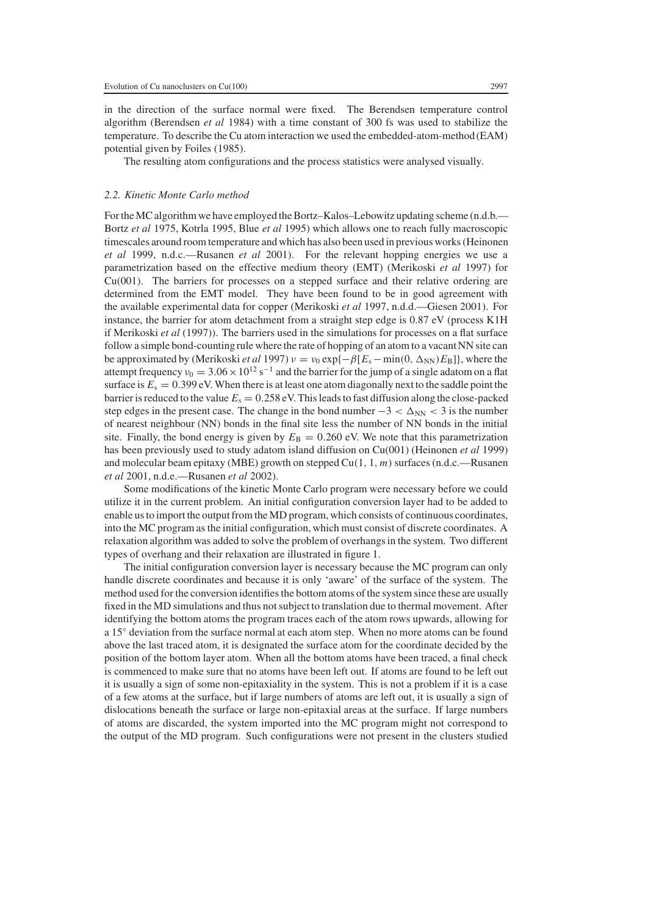in the direction of the surface normal were fixed. The Berendsen temperature control algorithm (Berendsen *et al* 1984) with a time constant of 300 fs was used to stabilize the temperature. To describe the Cu atom interaction we used the embedded-atom-method (EAM) potential given by Foiles (1985).

The resulting atom configurations and the process statistics were analysed visually.

### *2.2. Kinetic Monte Carlo method*

For the MC algorithm we have employed the Bortz–Kalos–Lebowitz updating scheme (n.d.b.—Bortz *et al* 1975, Kotrla 1995, Blue *et al* 1995) which allows one to reach fully macroscopic timescales around room temperature and which has also been used in previous works (Heinonen *et al* 1999, n.d.c.—Rusanen *et al* 2001). For the relevant hopping energies we use a parametrization based on the effective medium theory (EMT) (Merikoski *et al* 1997) for Cu(001). The barriers for processes on a stepped surface and their relative ordering are determined from the EMT model. They have been found to be in good agreement with the available experimental data for copper (Merikoski *et al* 1997, n.d.d.—Giesen 2001). For instance, the barrier for atom detachment from a straight step edge is 0.87 eV (process K1H if Merikoski *et al* (1997)). The barriers used in the simulations for processes on a flat surface follow a simple bond-counting rule where the rate of hopping of an atom to a vacant NN site can be approximated by (Merikoski *et al* 1997) $\nu = \nu_0 \exp\{-\beta[E_s - \min(0, \Delta_{NN})E_B]\}$, where the attempt frequency $\nu_0 = 3.06 \times 10^{12}\ \mathrm{s}^{-1}$ and the barrier for the jump of a single adatom on a flat surface is $E_s = 0.399$ eV. When there is at least one atom diagonally next to the saddle point the barrier is reduced to the value $E_s = 0.258$ eV. This leads to fast diffusion along the close-packed step edges in the present case. The change in the bond number $-3 < \Delta_{NN} < 3$ is the number of nearest neighbour (NN) bonds in the final site less the number of NN bonds in the initial site. Finally, the bond energy is given by $E_B = 0.260$ eV. We note that this parametrization has been previously used to study adatom island diffusion on Cu(001) (Heinonen *et al* 1999) and molecular beam epitaxy (MBE) growth on stepped Cu$(1, 1, m)$ surfaces (n.d.c.—Rusanen *et al* 2001, n.d.e.—Rusanen *et al* 2002).

Some modifications of the kinetic Monte Carlo program were necessary before we could utilize it in the current problem. An initial configuration conversion layer had to be added to enable us to import the output from the MD program, which consists of continuous coordinates, into the MC program as the initial configuration, which must consist of discrete coordinates. A relaxation algorithm was added to solve the problem of overhangs in the system. Two different types of overhang and their relaxation are illustrated in figure 1.

The initial configuration conversion layer is necessary because the MC program can only handle discrete coordinates and because it is only 'aware' of the surface of the system. The method used for the conversion identifies the bottom atoms of the system since these are usually fixed in the MD simulations and thus not subject to translation due to thermal movement. After identifying the bottom atoms the program traces each of the atom rows upwards, allowing for a 15° deviation from the surface normal at each atom step. When no more atoms can be found above the last traced atom, it is designated the surface atom for the coordinate decided by the position of the bottom layer atom. When all the bottom atoms have been traced, a final check is commenced to make sure that no atoms have been left out. If atoms are found to be left out it is usually a sign of some non-epitaxiality in the system. This is not a problem if it is a case of a few atoms at the surface, but if large numbers of atoms are left out, it is usually a sign of dislocations beneath the surface or large non-epitaxial areas at the surface. If large numbers of atoms are discarded, the system imported into the MC program might not correspond to the output of the MD program. Such configurations were not present in the clusters studied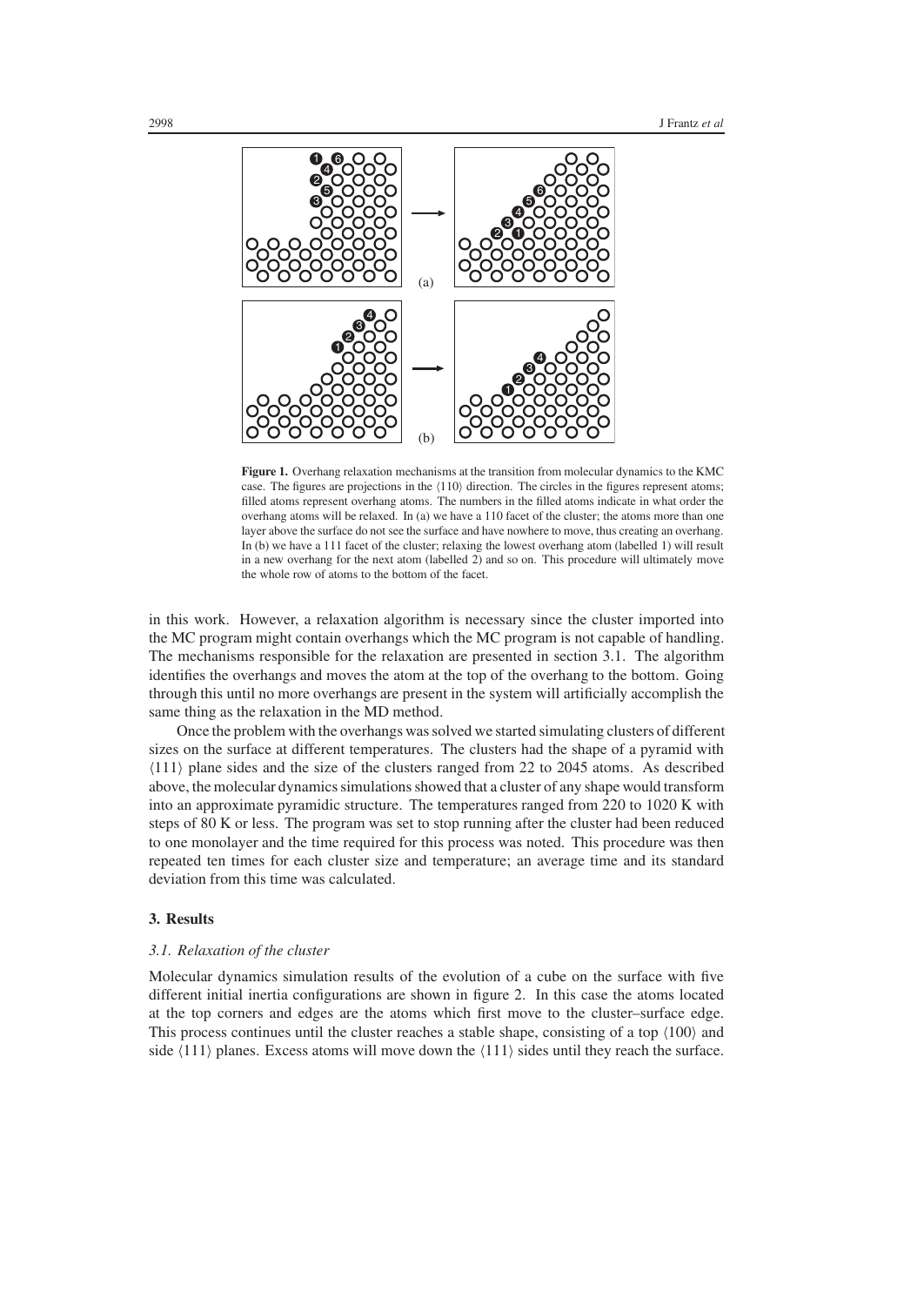**Figure 1.** Overhang relaxation mechanisms at the transition from molecular dynamics to the KMC case. The figures are projections in the ⟨110⟩ direction. The circles in the figures represent atoms; filled atoms represent overhang atoms. The numbers in the filled atoms indicate in what order the overhang atoms will be relaxed. In (a) we have a 110 facet of the cluster; the atoms more than one layer above the surface do not see the surface and have nowhere to move, thus creating an overhang. In (b) we have a 111 facet of the cluster; relaxing the lowest overhang atom (labelled 1) will result in a new overhang for the next atom (labelled 2) and so on. This procedure will ultimately move the whole row of atoms to the bottom of the facet.

in this work. However, a relaxation algorithm is necessary since the cluster imported into the MC program might contain overhangs which the MC program is not capable of handling. The mechanisms responsible for the relaxation are presented in section 3.1. The algorithm identifies the overhangs and moves the atom at the top of the overhang to the bottom. Going through this until no more overhangs are present in the system will artificially accomplish the same thing as the relaxation in the MD method.

Once the problem with the overhangs was solved we started simulating clusters of different sizes on the surface at different temperatures. The clusters had the shape of a pyramid with ⟨111⟩ plane sides and the size of the clusters ranged from 22 to 2045 atoms. As described above, the molecular dynamics simulations showed that a cluster of any shape would transform into an approximate pyramidic structure. The temperatures ranged from 220 to 1020 K with steps of 80 K or less. The program was set to stop running after the cluster had been reduced to one monolayer and the time required for this process was noted. This procedure was then repeated ten times for each cluster size and temperature; an average time and its standard deviation from this time was calculated.

## 3. Results

### 3.1. Relaxation of the cluster

Molecular dynamics simulation results of the evolution of a cube on the surface with five different initial inertia configurations are shown in figure 2. In this case the atoms located at the top corners and edges are the atoms which first move to the cluster–surface edge. This process continues until the cluster reaches a stable shape, consisting of a top ⟨100⟩ and side ⟨111⟩ planes. Excess atoms will move down the ⟨111⟩ sides until they reach the surface.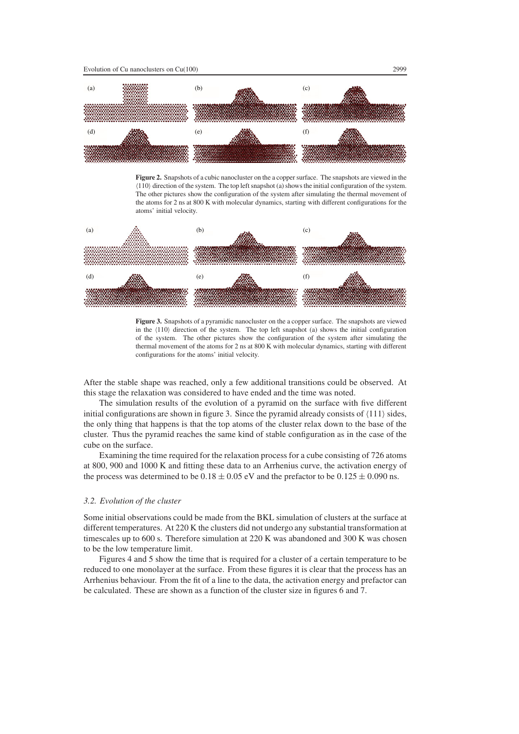**Figure 2.** Snapshots of a cubic nanocluster on the a copper surface. The snapshots are viewed in the ⟨110⟩ direction of the system. The top left snapshot (a) shows the initial configuration of the system. The other pictures show the configuration of the system after simulating the thermal movement of the atoms for 2 ns at 800 K with molecular dynamics, starting with different configurations for the atoms' initial velocity.

**Figure 3.** Snapshots of a pyramidic nanocluster on the a copper surface. The snapshots are viewed in the ⟨110⟩ direction of the system. The top left snapshot (a) shows the initial configuration of the system. The other pictures show the configuration of the system after simulating the thermal movement of the atoms for 2 ns at 800 K with molecular dynamics, starting with different configurations for the atoms' initial velocity.

After the stable shape was reached, only a few additional transitions could be observed. At this stage the relaxation was considered to have ended and the time was noted.

The simulation results of the evolution of a pyramid on the surface with five different initial configurations are shown in figure 3. Since the pyramid already consists of ⟨111⟩ sides, the only thing that happens is that the top atoms of the cluster relax down to the base of the cluster. Thus the pyramid reaches the same kind of stable configuration as in the case of the cube on the surface.

Examining the time required for the relaxation process for a cube consisting of 726 atoms at 800, 900 and 1000 K and fitting these data to an Arrhenius curve, the activation energy of the process was determined to be $0.18 \pm 0.05$ eV and the prefactor to be $0.125 \pm 0.090$ ns.

### *3.2. Evolution of the cluster*

Some initial observations could be made from the BKL simulation of clusters at the surface at different temperatures. At 220 K the clusters did not undergo any substantial transformation at timescales up to 600 s. Therefore simulation at 220 K was abandoned and 300 K was chosen to be the low temperature limit.

Figures 4 and 5 show the time that is required for a cluster of a certain temperature to be reduced to one monolayer at the surface. From these figures it is clear that the process has an Arrhenius behaviour. From the fit of a line to the data, the activation energy and prefactor can be calculated. These are shown as a function of the cluster size in figures 6 and 7.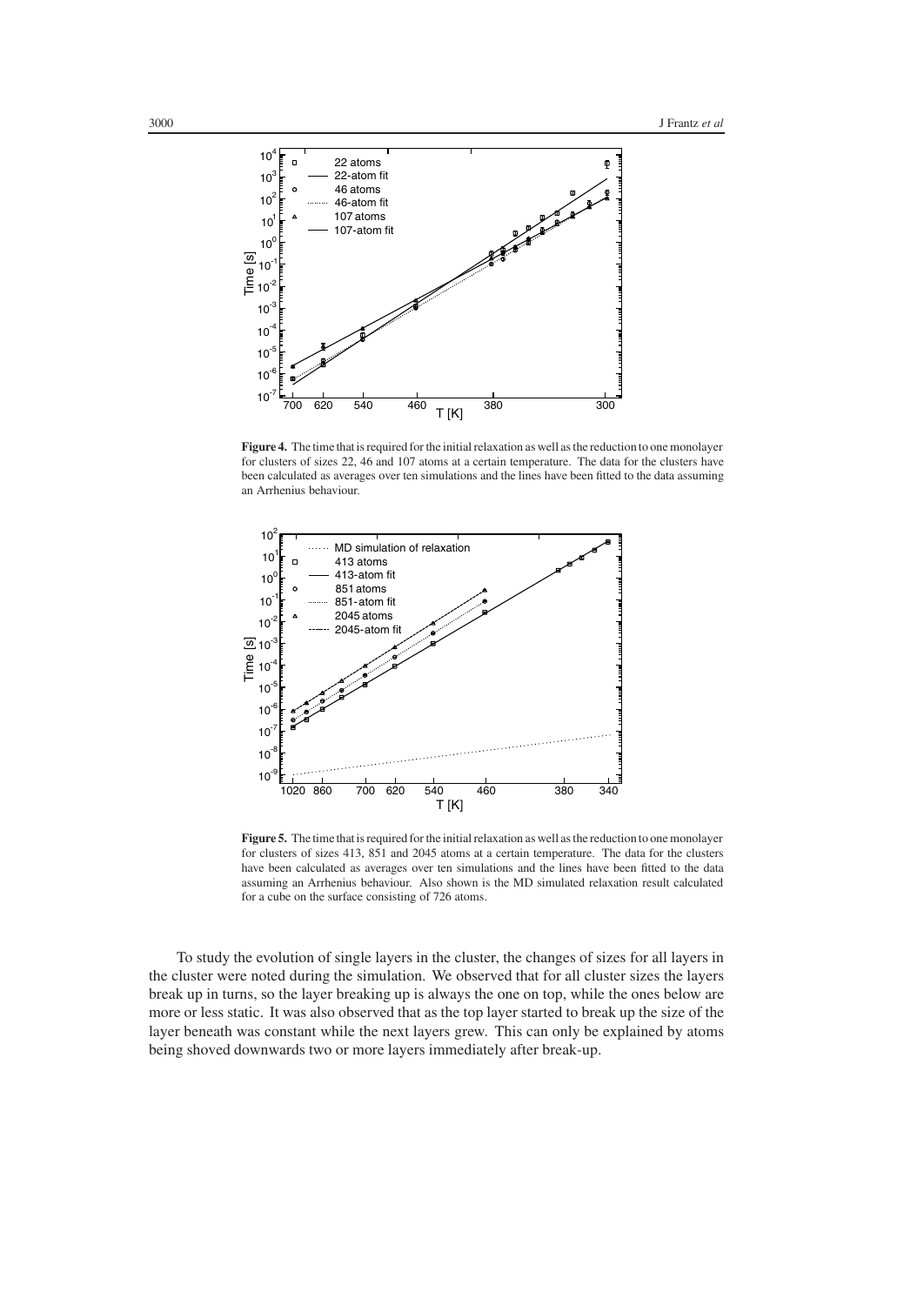**Figure 4.** The time that is required for the initial relaxation as well as the reduction to one monolayer for clusters of sizes 22, 46 and 107 atoms at a certain temperature. The data for the clusters have been calculated as averages over ten simulations and the lines have been fitted to the data assuming an Arrhenius behaviour.

**Figure 5.** The time that is required for the initial relaxation as well as the reduction to one monolayer for clusters of sizes 413, 851 and 2045 atoms at a certain temperature. The data for the clusters have been calculated as averages over ten simulations and the lines have been fitted to the data assuming an Arrhenius behaviour. Also shown is the MD simulated relaxation result calculated for a cube on the surface consisting of 726 atoms.

To study the evolution of single layers in the cluster, the changes of sizes for all layers in the cluster were noted during the simulation. We observed that for all cluster sizes the layers break up in turns, so the layer breaking up is always the one on top, while the ones below are more or less static. It was also observed that as the top layer started to break up the size of the layer beneath was constant while the next layers grew. This can only be explained by atoms being shoved downwards two or more layers immediately after break-up.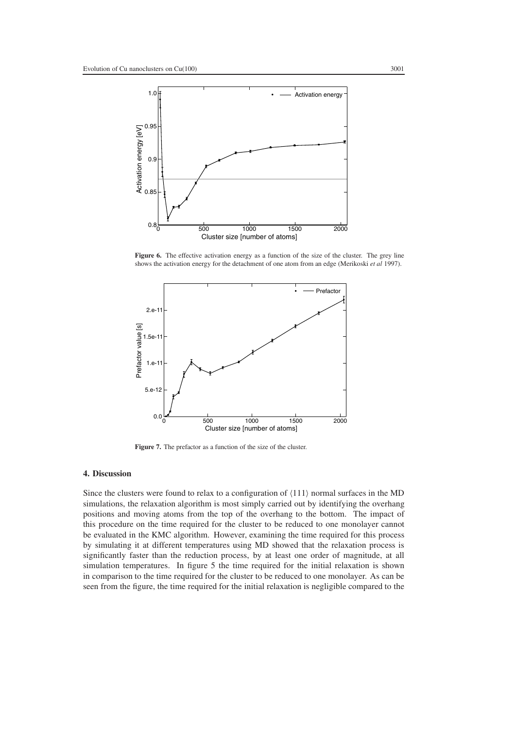**Figure 6.** The effective activation energy as a function of the size of the cluster. The grey line shows the activation energy for the detachment of one atom from an edge (Merikoski *et al* 1997).

**Figure 7.** The prefactor as a function of the size of the cluster.

## 4. Discussion

Since the clusters were found to relax to a configuration of $\langle 111 \rangle$ normal surfaces in the MD simulations, the relaxation algorithm is most simply carried out by identifying the overhang positions and moving atoms from the top of the overhang to the bottom. The impact of this procedure on the time required for the cluster to be reduced to one monolayer cannot be evaluated in the KMC algorithm. However, examining the time required for this process by simulating it at different temperatures using MD showed that the relaxation process is significantly faster than the reduction process, by at least one order of magnitude, at all simulation temperatures. In figure 5 the time required for the initial relaxation is shown in comparison to the time required for the cluster to be reduced to one monolayer. As can be seen from the figure, the time required for the initial relaxation is negligible compared to the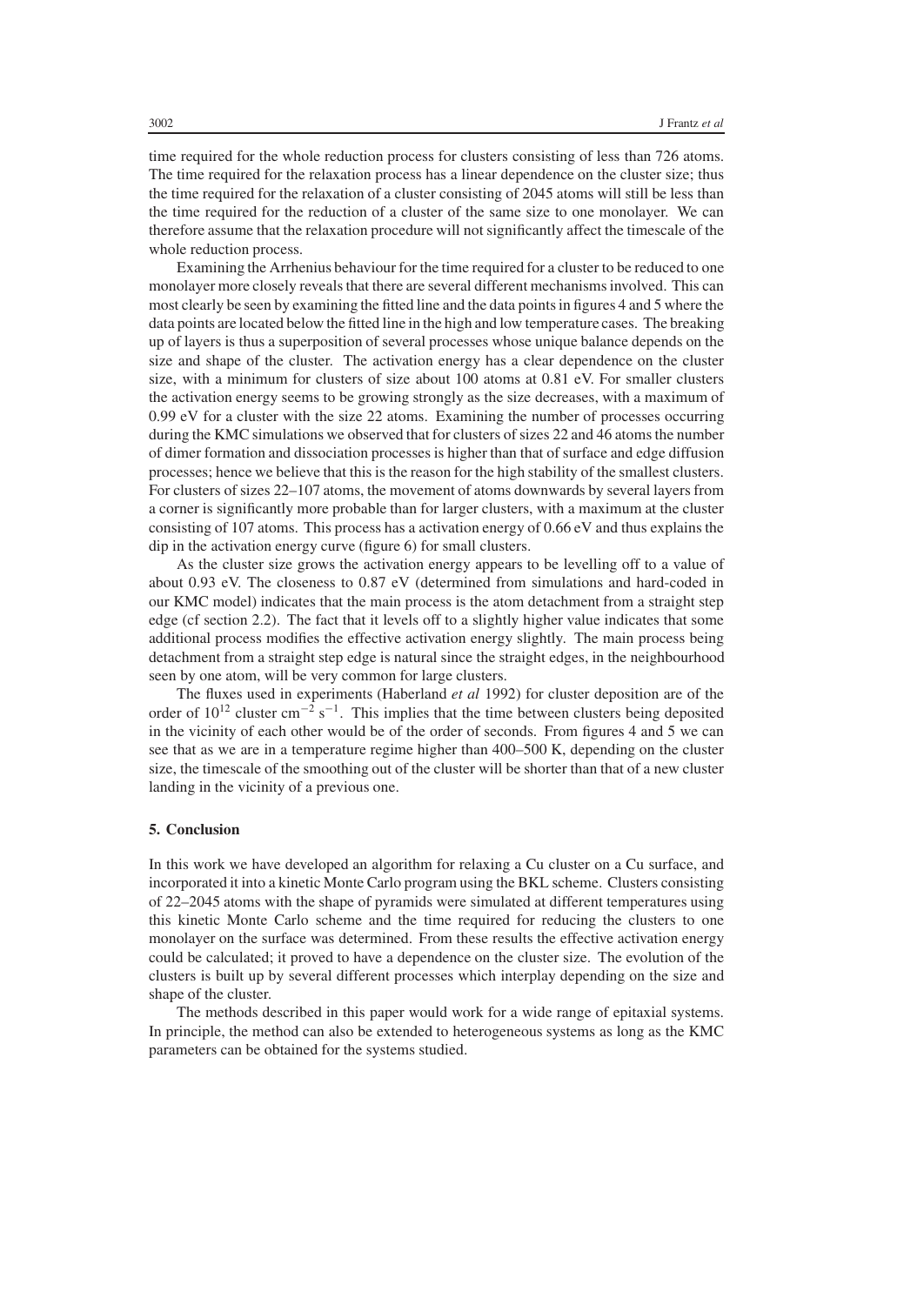time required for the whole reduction process for clusters consisting of less than 726 atoms. The time required for the relaxation process has a linear dependence on the cluster size; thus the time required for the relaxation of a cluster consisting of 2045 atoms will still be less than the time required for the reduction of a cluster of the same size to one monolayer. We can therefore assume that the relaxation procedure will not significantly affect the timescale of the whole reduction process.

Examining the Arrhenius behaviour for the time required for a cluster to be reduced to one monolayer more closely reveals that there are several different mechanisms involved. This can most clearly be seen by examining the fitted line and the data points in figures 4 and 5 where the data points are located below the fitted line in the high and low temperature cases. The breaking up of layers is thus a superposition of several processes whose unique balance depends on the size and shape of the cluster. The activation energy has a clear dependence on the cluster size, with a minimum for clusters of size about 100 atoms at 0.81 eV. For smaller clusters the activation energy seems to be growing strongly as the size decreases, with a maximum of 0.99 eV for a cluster with the size 22 atoms. Examining the number of processes occurring during the KMC simulations we observed that for clusters of sizes 22 and 46 atoms the number of dimer formation and dissociation processes is higher than that of surface and edge diffusion processes; hence we believe that this is the reason for the high stability of the smallest clusters. For clusters of sizes 22–107 atoms, the movement of atoms downwards by several layers from a corner is significantly more probable than for larger clusters, with a maximum at the cluster consisting of 107 atoms. This process has a activation energy of 0.66 eV and thus explains the dip in the activation energy curve (figure 6) for small clusters.

As the cluster size grows the activation energy appears to be levelling off to a value of about 0.93 eV. The closeness to 0.87 eV (determined from simulations and hard-coded in our KMC model) indicates that the main process is the atom detachment from a straight step edge (cf section 2.2). The fact that it levels off to a slightly higher value indicates that some additional process modifies the effective activation energy slightly. The main process being detachment from a straight step edge is natural since the straight edges, in the neighbourhood seen by one atom, will be very common for large clusters.

The fluxes used in experiments (Haberland *et al* 1992) for cluster deposition are of the order of $10^{12}$ cluster $cm^{-2}$ $s^{-1}$. This implies that the time between clusters being deposited in the vicinity of each other would be of the order of seconds. From figures 4 and 5 we can see that as we are in a temperature regime higher than 400–500 K, depending on the cluster size, the timescale of the smoothing out of the cluster will be shorter than that of a new cluster landing in the vicinity of a previous one.

## 5. Conclusion

In this work we have developed an algorithm for relaxing a Cu cluster on a Cu surface, and incorporated it into a kinetic Monte Carlo program using the BKL scheme. Clusters consisting of 22–2045 atoms with the shape of pyramids were simulated at different temperatures using this kinetic Monte Carlo scheme and the time required for reducing the clusters to one monolayer on the surface was determined. From these results the effective activation energy could be calculated; it proved to have a dependence on the cluster size. The evolution of the clusters is built up by several different processes which interplay depending on the size and shape of the cluster.

The methods described in this paper would work for a wide range of epitaxial systems. In principle, the method can also be extended to heterogeneous systems as long as the KMC parameters can be obtained for the systems studied.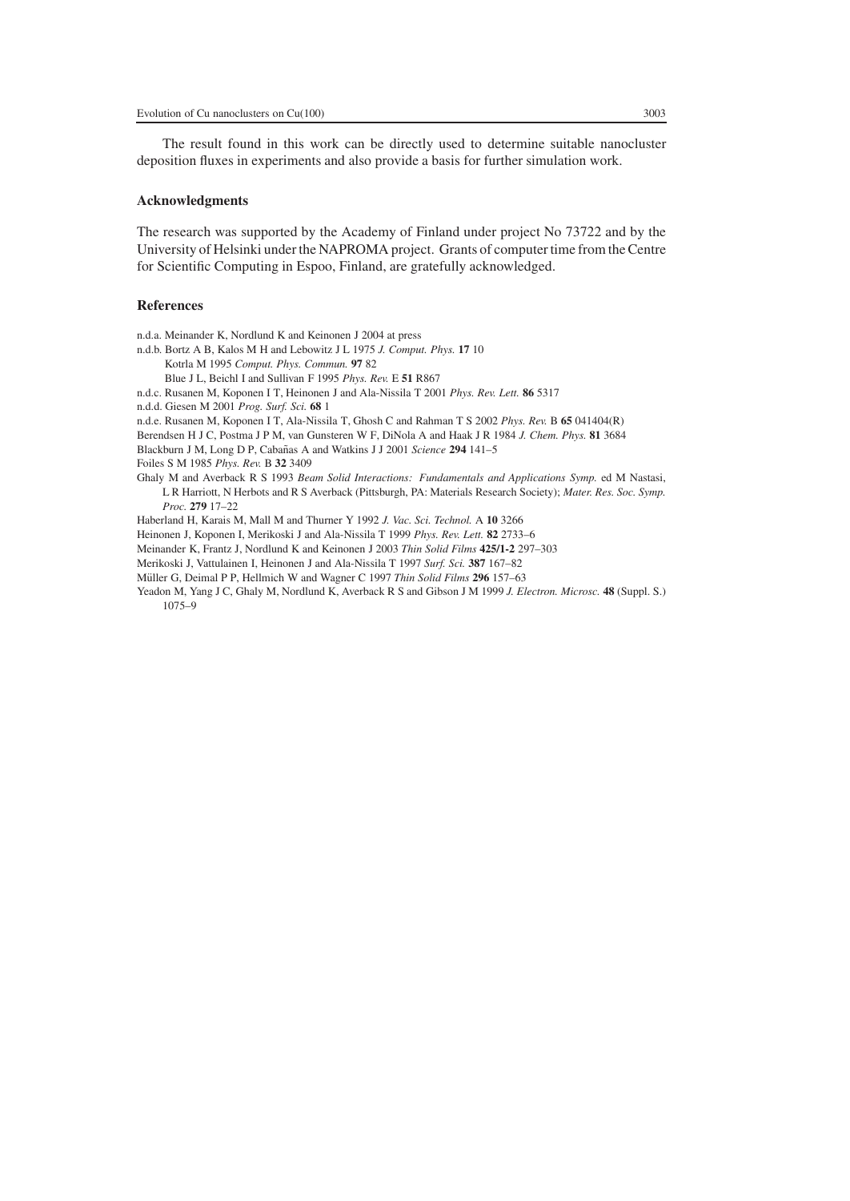The result found in this work can be directly used to determine suitable nanocluster deposition fluxes in experiments and also provide a basis for further simulation work.

## Acknowledgments

The research was supported by the Academy of Finland under project No 73722 and by the University of Helsinki under the NAPROMA project. Grants of computer time from the Centre for Scientific Computing in Espoo, Finland, are gratefully acknowledged.

## References

n.d.a. Meinander K, Nordlund K and Keinonen J 2004 at press

n.d.b. Bortz A B, Kalos M H and Lebowitz J L 1975 *J. Comput. Phys.* **17** 10
Kotrla M 1995 *Comput. Phys. Commun.* **97** 82
Blue J L, Beichl I and Sullivan F 1995 *Phys. Rev.* E **51** R867

n.d.c. Rusanen M, Koponen I T, Heinonen J and Ala-Nissila T 2001 *Phys. Rev. Lett.* **86** 5317

n.d.d. Giesen M 2001 *Prog. Surf. Sci.* **68** 1

n.d.e. Rusanen M, Koponen I T, Ala-Nissila T, Ghosh C and Rahman T S 2002 *Phys. Rev.* B **65** 041404(R)

Berendsen H J C, Postma J P M, van Gunsteren W F, DiNola A and Haak J R 1984 *J. Chem. Phys.* **81** 3684

Blackburn J M, Long D P, Cabañas A and Watkins J J 2001 *Science* **294** 141–5

Foiles S M 1985 *Phys. Rev.* B **32** 3409

Ghaly M and Averback R S 1993 *Beam Solid Interactions: Fundamentals and Applications Symp.* ed M Nastasi, L R Harriott, N Herbots and R S Averback (Pittsburgh, PA: Materials Research Society); *Mater. Res. Soc. Symp. Proc.* **279** 17–22

Haberland H, Karais M, Mall M and Thurner Y 1992 *J. Vac. Sci. Technol.* A **10** 3266

Heinonen J, Koponen I, Merikoski J and Ala-Nissila T 1999 *Phys. Rev. Lett.* **82** 2733–6

Meinander K, Frantz J, Nordlund K and Keinonen J 2003 *Thin Solid Films* **425/1-2** 297–303

Merikoski J, Vattulainen I, Heinonen J and Ala-Nissila T 1997 *Surf. Sci.* **387** 167–82

Müller G, Deimal P P, Hellmich W and Wagner C 1997 *Thin Solid Films* **296** 157–63

Yeadon M, Yang J C, Ghaly M, Nordlund K, Averback R S and Gibson J M 1999 *J. Electron. Microsc.* **48** (Suppl. S.) 1075–9